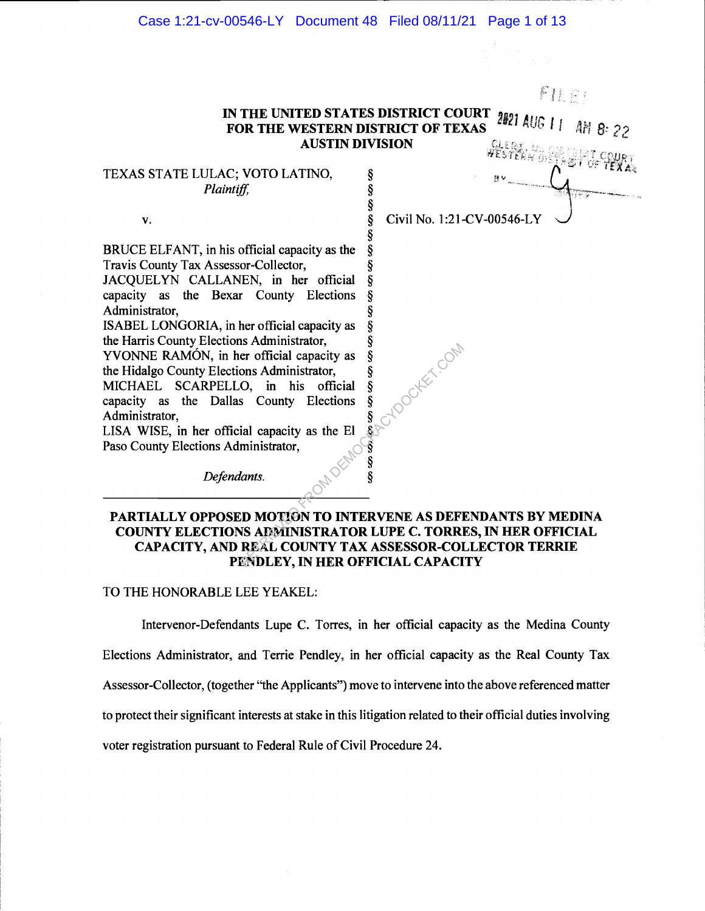# IN THE UNITED STATES DISTRICT COURT FOR THE WESTERN DISTRICT OF TEXAS AUSTIN DIVISION

| | | |
|---|---|---|
| TEXAS STATE LULAC; VOTO LATINO, *Plaintiff,* | § | |
| v. | § | Civil No. 1:21-CV-00546-LY |
| BRUCE ELFANT, in his official capacity as the Travis County Tax Assessor-Collector, JACQUELYN CALLANEN, in her official capacity as the Bexar County Elections Administrator, ISABEL LONGORIA, in her official capacity as the Harris County Elections Administrator, YVONNE RAMÓN, in her official capacity as the Hidalgo County Elections Administrator, MICHAEL SCARPELLO, in his official capacity as the Dallas County Elections Administrator, LISA WISE, in her official capacity as the El Paso County Elections Administrator, *Defendants.* | § | |

## PARTIALLY OPPOSED MOTION TO INTERVENE AS DEFENDANTS BY MEDINA COUNTY ELECTIONS ADMINISTRATOR LUPE C. TORRES, IN HER OFFICIAL CAPACITY, AND REAL COUNTY TAX ASSESSOR-COLLECTOR TERRIE PENDLEY, IN HER OFFICIAL CAPACITY

TO THE HONORABLE LEE YEAKEL:

Intervenor-Defendants Lupe C. Torres, in her official capacity as the Medina County Elections Administrator, and Terrie Pendley, in her official capacity as the Real County Tax Assessor-Collector, (together "the Applicants") move to intervene into the above referenced matter to protect their significant interests at stake in this litigation related to their official duties involving voter registration pursuant to Federal Rule of Civil Procedure 24.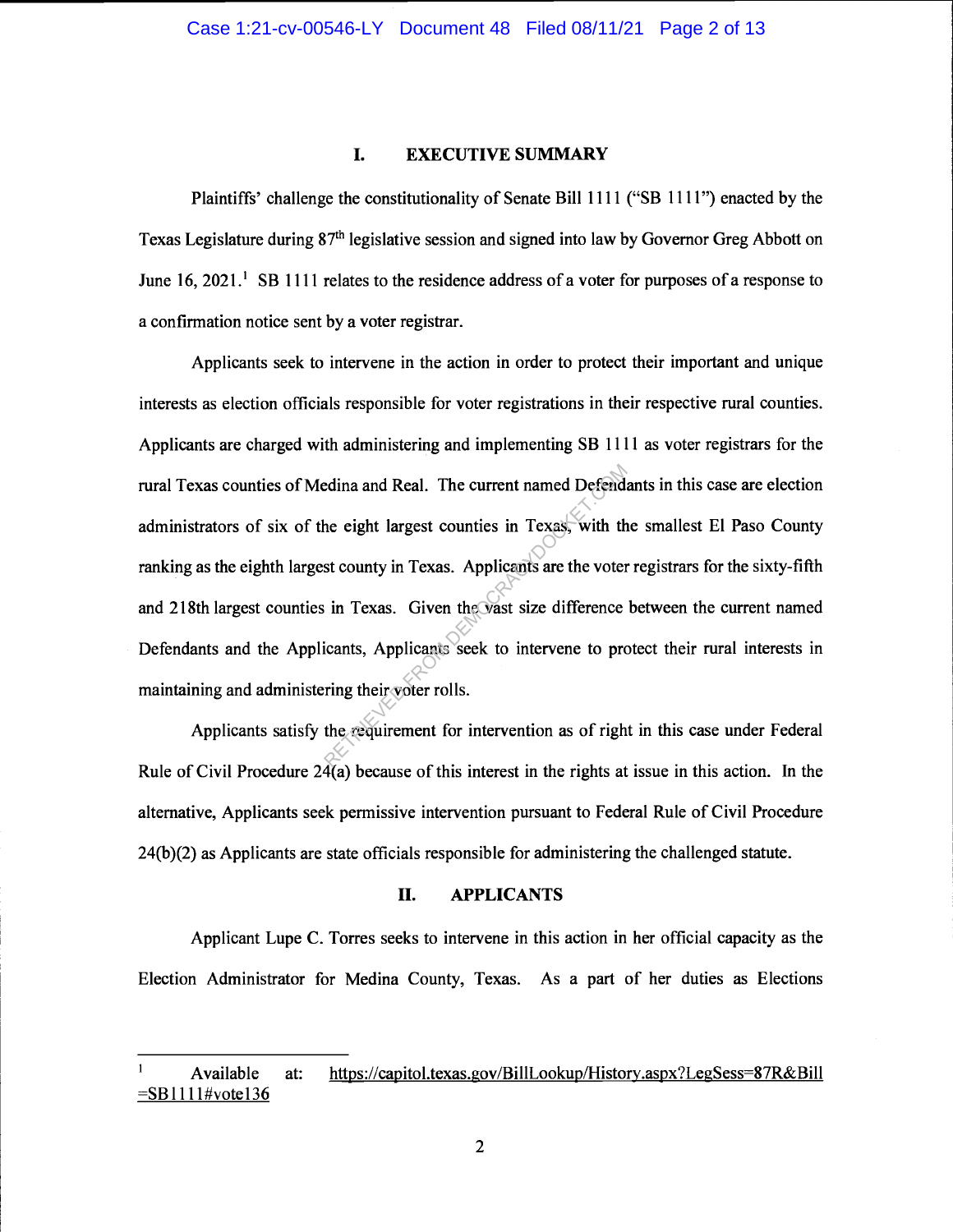## I. EXECUTIVE SUMMARY

Plaintiffs' challenge the constitutionality of Senate Bill 1111 ("SB 1111") enacted by the Texas Legislature during 87th legislative session and signed into law by Governor Greg Abbott on June 16, 2021.[1] SB 1111 relates to the residence address of a voter for purposes of a response to a confirmation notice sent by a voter registrar.

Applicants seek to intervene in the action in order to protect their important and unique interests as election officials responsible for voter registrations in their respective rural counties. Applicants are charged with administering and implementing SB 1111 as voter registrars for the rural Texas counties of Medina and Real. The current named Defendants in this case are election administrators of six of the eight largest counties in Texas, with the smallest El Paso County ranking as the eighth largest county in Texas. Applicants are the voter registrars for the sixty-fifth and 218th largest counties in Texas. Given the vast size difference between the current named Defendants and the Applicants, Applicants seek to intervene to protect their rural interests in maintaining and administering their voter rolls.

Applicants satisfy the requirement for intervention as of right in this case under Federal Rule of Civil Procedure 24(a) because of this interest in the rights at issue in this action. In the alternative, Applicants seek permissive intervention pursuant to Federal Rule of Civil Procedure 24(b)(2) as Applicants are state officials responsible for administering the challenged statute.

## II. APPLICANTS

Applicant Lupe C. Torres seeks to intervene in this action in her official capacity as the Election Administrator for Medina County, Texas. As a part of her duties as Elections

---

[1] Available at: https://capitol.texas.gov/BillLookup/History.aspx?LegSess=87R&Bill=SB1111#vote136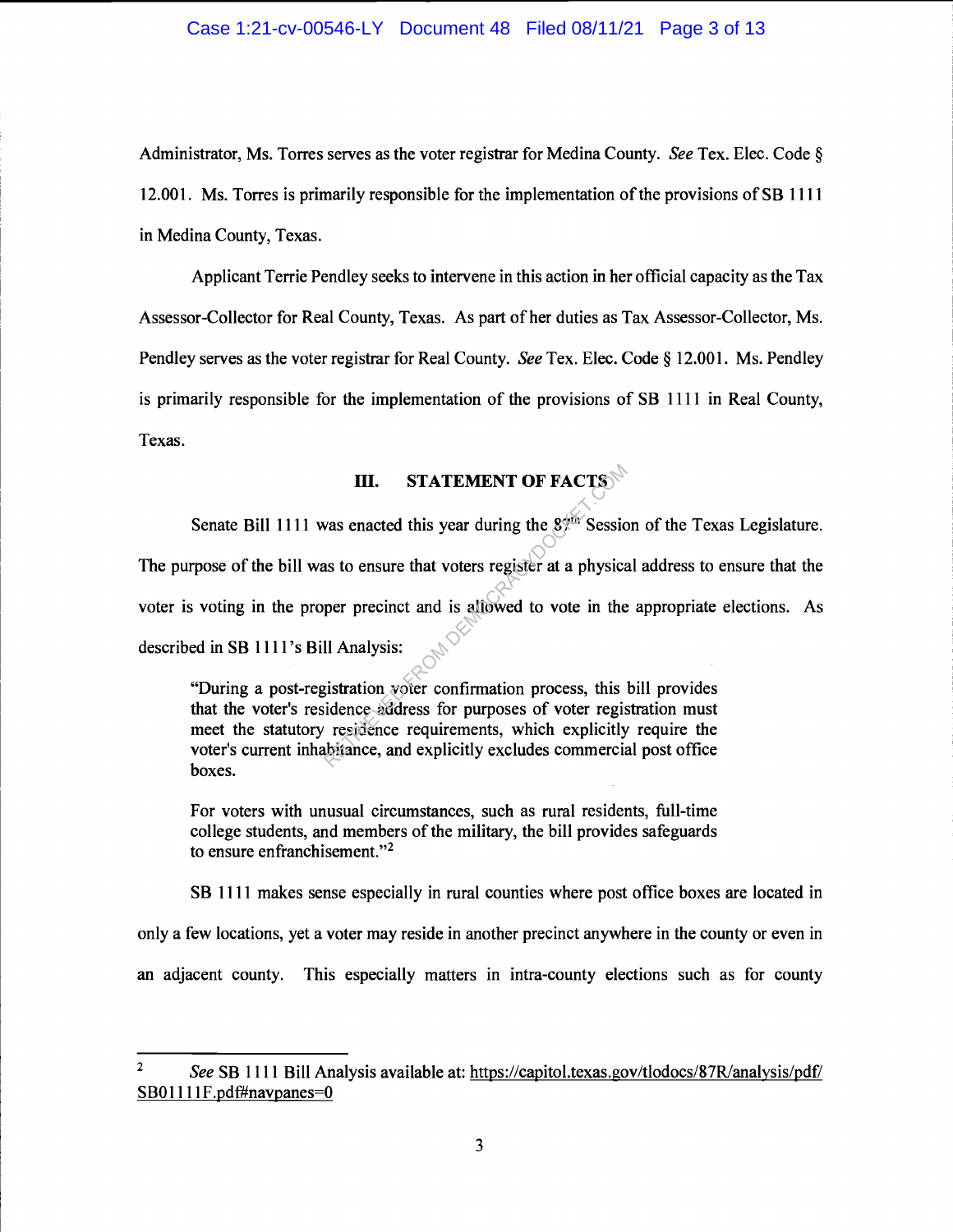Administrator, Ms. Torres serves as the voter registrar for Medina County. *See* Tex. Elec. Code § 12.001. Ms. Torres is primarily responsible for the implementation of the provisions of SB 1111 in Medina County, Texas.

Applicant Terrie Pendley seeks to intervene in this action in her official capacity as the Tax Assessor-Collector for Real County, Texas. As part of her duties as Tax Assessor-Collector, Ms. Pendley serves as the voter registrar for Real County. *See* Tex. Elec. Code § 12.001. Ms. Pendley is primarily responsible for the implementation of the provisions of SB 1111 in Real County, Texas.

## III. STATEMENT OF FACTS

Senate Bill 1111 was enacted this year during the 87th Session of the Texas Legislature. The purpose of the bill was to ensure that voters register at a physical address to ensure that the voter is voting in the proper precinct and is allowed to vote in the appropriate elections. As described in SB 1111's Bill Analysis:

> "During a post-registration voter confirmation process, this bill provides that the voter's residence address for purposes of voter registration must meet the statutory residence requirements, which explicitly require the voter's current inhabitance, and explicitly excludes commercial post office boxes.
>
> For voters with unusual circumstances, such as rural residents, full-time college students, and members of the military, the bill provides safeguards to ensure enfranchisement."[2]

SB 1111 makes sense especially in rural counties where post office boxes are located in only a few locations, yet a voter may reside in another precinct anywhere in the county or even in an adjacent county. This especially matters in intra-county elections such as for county

---

[2] *See* SB 1111 Bill Analysis available at: https://capitol.texas.gov/tlodocs/87R/analysis/pdf/SB01111F.pdf#navpanes=0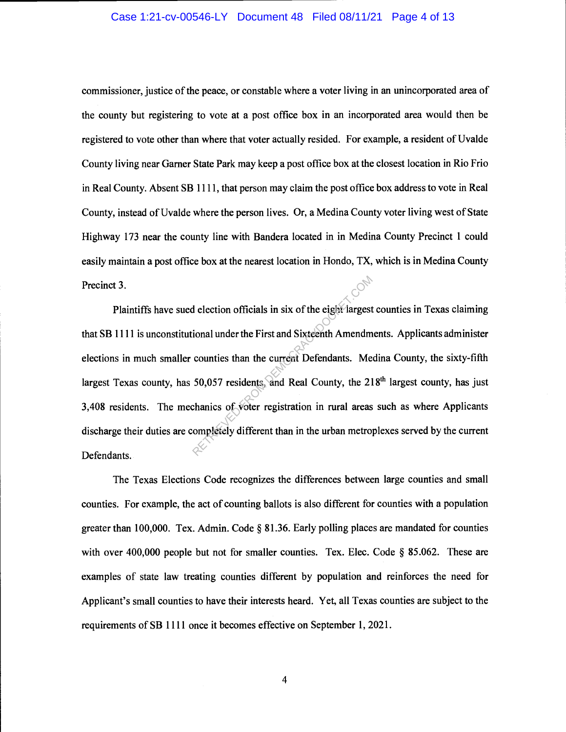commissioner, justice of the peace, or constable where a voter living in an unincorporated area of the county but registering to vote at a post office box in an incorporated area would then be registered to vote other than where that voter actually resided. For example, a resident of Uvalde County living near Garner State Park may keep a post office box at the closest location in Rio Frio in Real County. Absent SB 1111, that person may claim the post office box address to vote in Real County, instead of Uvalde where the person lives. Or, a Medina County voter living west of State Highway 173 near the county line with Bandera located in in Medina County Precinct 1 could easily maintain a post office box at the nearest location in Hondo, TX, which is in Medina County Precinct 3.

Plaintiffs have sued election officials in six of the eight largest counties in Texas claiming that SB 1111 is unconstitutional under the First and Sixteenth Amendments. Applicants administer elections in much smaller counties than the current Defendants. Medina County, the sixty-fifth largest Texas county, has 50,057 residents, and Real County, the 218th largest county, has just 3,408 residents. The mechanics of voter registration in rural areas such as where Applicants discharge their duties are completely different than in the urban metroplexes served by the current Defendants.

The Texas Elections Code recognizes the differences between large counties and small counties. For example, the act of counting ballots is also different for counties with a population greater than 100,000. Tex. Admin. Code § 81.36. Early polling places are mandated for counties with over 400,000 people but not for smaller counties. Tex. Elec. Code § 85.062. These are examples of state law treating counties different by population and reinforces the need for Applicant's small counties to have their interests heard. Yet, all Texas counties are subject to the requirements of SB 1111 once it becomes effective on September 1, 2021.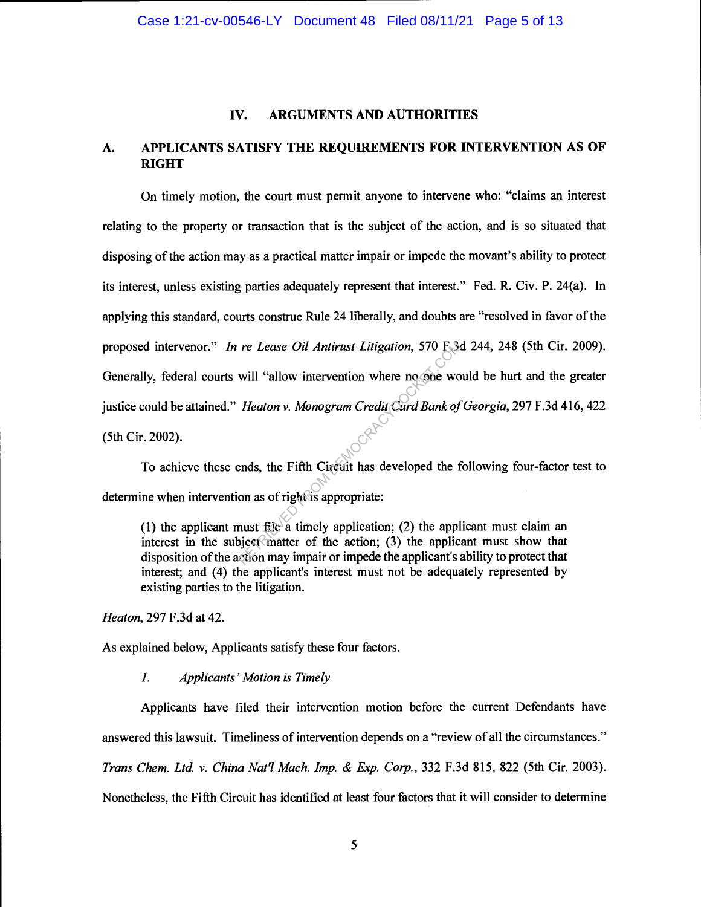## IV. ARGUMENTS AND AUTHORITIES

### A. APPLICANTS SATISFY THE REQUIREMENTS FOR INTERVENTION AS OF RIGHT

On timely motion, the court must permit anyone to intervene who: "claims an interest relating to the property or transaction that is the subject of the action, and is so situated that disposing of the action may as a practical matter impair or impede the movant's ability to protect its interest, unless existing parties adequately represent that interest." Fed. R. Civ. P. 24(a). In applying this standard, courts construe Rule 24 liberally, and doubts are "resolved in favor of the proposed intervenor." *In re Lease Oil Antirust Litigation*, 570 F.3d 244, 248 (5th Cir. 2009). Generally, federal courts will "allow intervention where no one would be hurt and the greater justice could be attained." *Heaton v. Monogram Credit Card Bank of Georgia*, 297 F.3d 416, 422 (5th Cir. 2002).

To achieve these ends, the Fifth Circuit has developed the following four-factor test to determine when intervention as of right is appropriate:

> (1) the applicant must file a timely application; (2) the applicant must claim an interest in the subject matter of the action; (3) the applicant must show that disposition of the action may impair or impede the applicant's ability to protect that interest; and (4) the applicant's interest must not be adequately represented by existing parties to the litigation.

*Heaton*, 297 F.3d at 42.

As explained below, Applicants satisfy these four factors.

#### 1. *Applicants' Motion is Timely*

Applicants have filed their intervention motion before the current Defendants have answered this lawsuit. Timeliness of intervention depends on a "review of all the circumstances." *Trans Chem. Ltd. v. China Nat'l Mach. Imp. & Exp. Corp.*, 332 F.3d 815, 822 (5th Cir. 2003). Nonetheless, the Fifth Circuit has identified at least four factors that it will consider to determine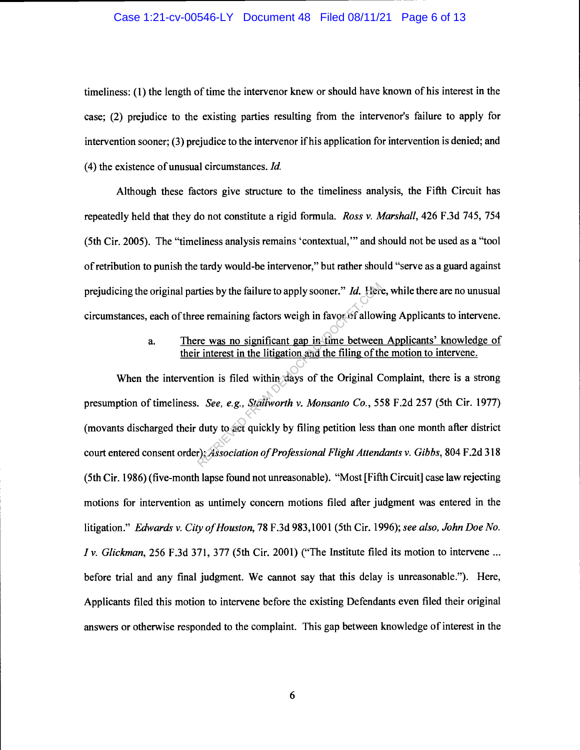timeliness: (1) the length of time the intervenor knew or should have known of his interest in the case; (2) prejudice to the existing parties resulting from the intervenor's failure to apply for intervention sooner; (3) prejudice to the intervenor if his application for intervention is denied; and (4) the existence of unusual circumstances. *Id.*

Although these factors give structure to the timeliness analysis, the Fifth Circuit has repeatedly held that they do not constitute a rigid formula. *Ross v. Marshall*, 426 F.3d 745, 754 (5th Cir. 2005). The "timeliness analysis remains 'contextual,'" and should not be used as a "tool of retribution to punish the tardy would-be intervenor," but rather should "serve as a guard against prejudicing the original parties by the failure to apply sooner." *Id.* Here, while there are no unusual circumstances, each of three remaining factors weigh in favor of allowing Applicants to intervene.

a. <u>There was no significant gap in time between Applicants' knowledge of their interest in the litigation and the filing of the motion to intervene.</u>

When the intervention is filed within days of the Original Complaint, there is a strong presumption of timeliness. *See, e.g., Stallworth v. Monsanto Co.*, 558 F.2d 257 (5th Cir. 1977) (movants discharged their duty to act quickly by filing petition less than one month after district court entered consent order); *Association of Professional Flight Attendants v. Gibbs*, 804 F.2d 318 (5th Cir. 1986) (five-month lapse found not unreasonable). "Most [Fifth Circuit] case law rejecting motions for intervention as untimely concern motions filed after judgment was entered in the litigation." *Edwards v. City of Houston*, 78 F.3d 983,1001 (5th Cir. 1996); *see also, John Doe No. 1 v. Glickman*, 256 F.3d 371, 377 (5th Cir. 2001) ("The Institute filed its motion to intervene ... before trial and any final judgment. We cannot say that this delay is unreasonable."). Here, Applicants filed this motion to intervene before the existing Defendants even filed their original answers or otherwise responded to the complaint. This gap between knowledge of interest in the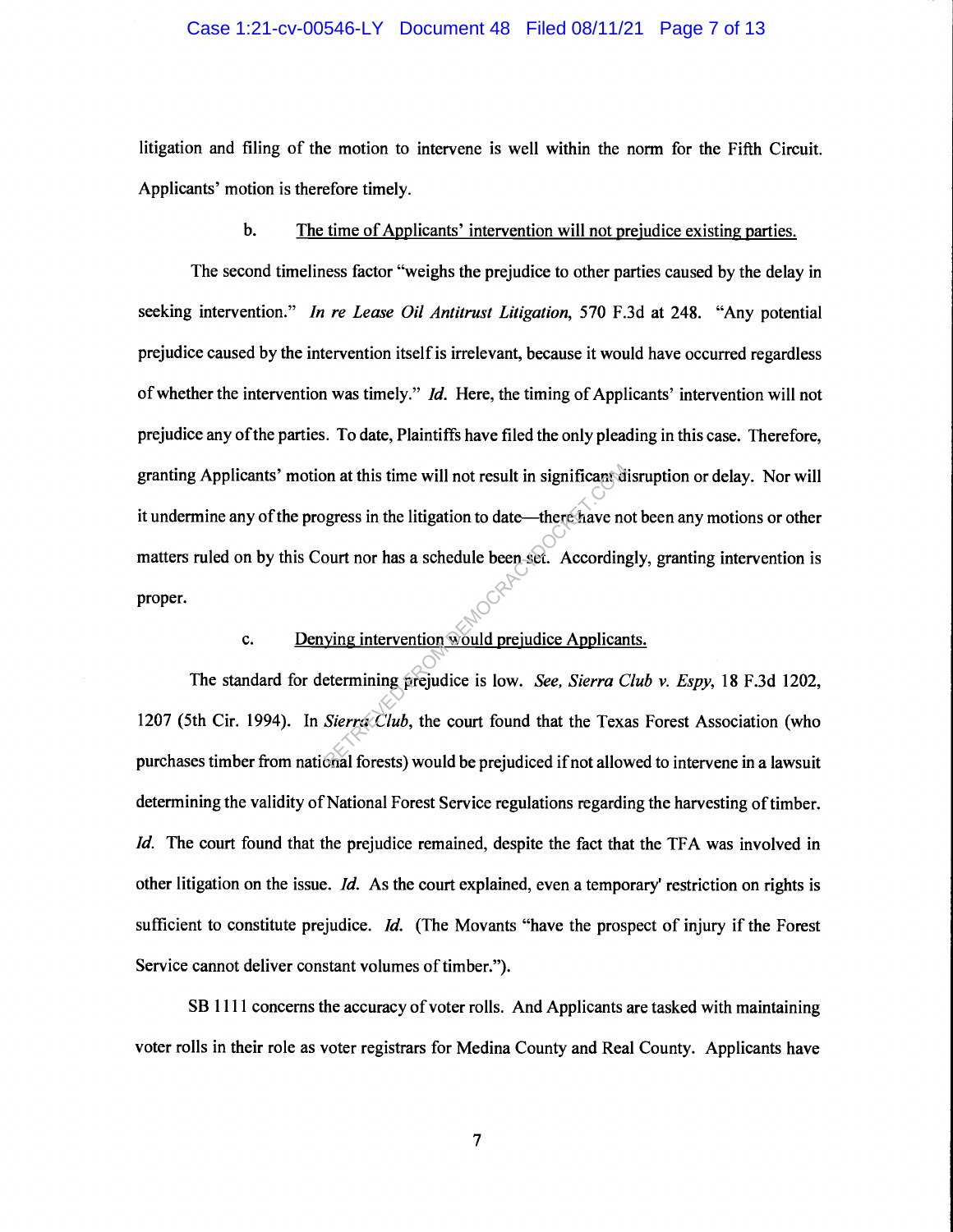litigation and filing of the motion to intervene is well within the norm for the Fifth Circuit. Applicants' motion is therefore timely.

b. The time of Applicants' intervention will not prejudice existing parties.

The second timeliness factor "weighs the prejudice to other parties caused by the delay in seeking intervention." *In re Lease Oil Antitrust Litigation*, 570 F.3d at 248. "Any potential prejudice caused by the intervention itself is irrelevant, because it would have occurred regardless of whether the intervention was timely." *Id.* Here, the timing of Applicants' intervention will not prejudice any of the parties. To date, Plaintiffs have filed the only pleading in this case. Therefore, granting Applicants' motion at this time will not result in significant disruption or delay. Nor will it undermine any of the progress in the litigation to date—there have not been any motions or other matters ruled on by this Court nor has a schedule been set. Accordingly, granting intervention is proper.

c. Denying intervention would prejudice Applicants.

The standard for determining prejudice is low. *See, Sierra Club v. Espy*, 18 F.3d 1202, 1207 (5th Cir. 1994). In *Sierra Club*, the court found that the Texas Forest Association (who purchases timber from national forests) would be prejudiced if not allowed to intervene in a lawsuit determining the validity of National Forest Service regulations regarding the harvesting of timber. *Id.* The court found that the prejudice remained, despite the fact that the TFA was involved in other litigation on the issue. *Id.* As the court explained, even a temporary' restriction on rights is sufficient to constitute prejudice. *Id.* (The Movants "have the prospect of injury if the Forest Service cannot deliver constant volumes of timber.").

SB 1111 concerns the accuracy of voter rolls. And Applicants are tasked with maintaining voter rolls in their role as voter registrars for Medina County and Real County. Applicants have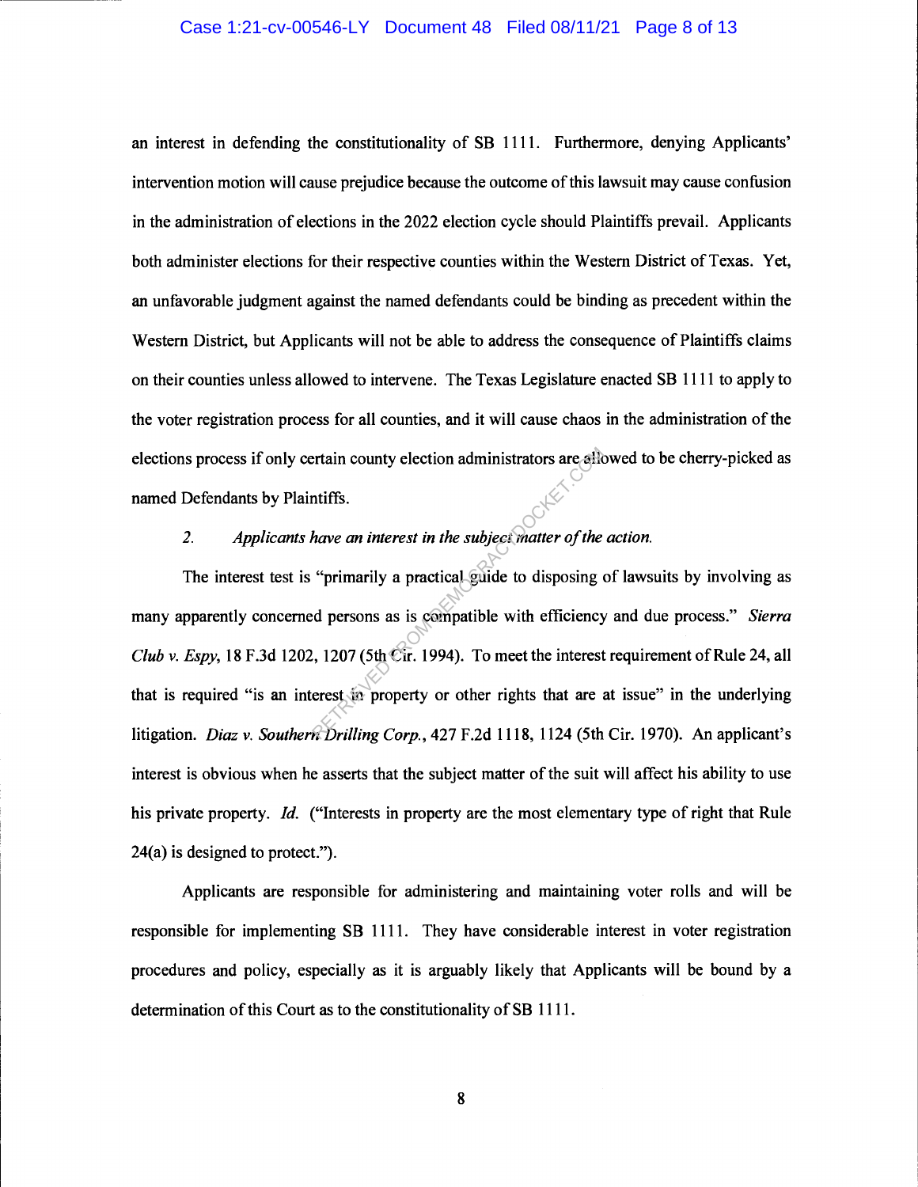an interest in defending the constitutionality of SB 1111. Furthermore, denying Applicants' intervention motion will cause prejudice because the outcome of this lawsuit may cause confusion in the administration of elections in the 2022 election cycle should Plaintiffs prevail. Applicants both administer elections for their respective counties within the Western District of Texas. Yet, an unfavorable judgment against the named defendants could be binding as precedent within the Western District, but Applicants will not be able to address the consequence of Plaintiffs claims on their counties unless allowed to intervene. The Texas Legislature enacted SB 1111 to apply to the voter registration process for all counties, and it will cause chaos in the administration of the elections process if only certain county election administrators are allowed to be cherry-picked as named Defendants by Plaintiffs.

2. *Applicants have an interest in the subject matter of the action.*

The interest test is "primarily a practical guide to disposing of lawsuits by involving as many apparently concerned persons as is compatible with efficiency and due process." *Sierra Club v. Espy*, 18 F.3d 1202, 1207 (5th Cir. 1994). To meet the interest requirement of Rule 24, all that is required "is an interest in property or other rights that are at issue" in the underlying litigation. *Diaz v. Southern Drilling Corp.*, 427 F.2d 1118, 1124 (5th Cir. 1970). An applicant's interest is obvious when he asserts that the subject matter of the suit will affect his ability to use his private property. *Id.* ("Interests in property are the most elementary type of right that Rule 24(a) is designed to protect.").

Applicants are responsible for administering and maintaining voter rolls and will be responsible for implementing SB 1111. They have considerable interest in voter registration procedures and policy, especially as it is arguably likely that Applicants will be bound by a determination of this Court as to the constitutionality of SB 1111.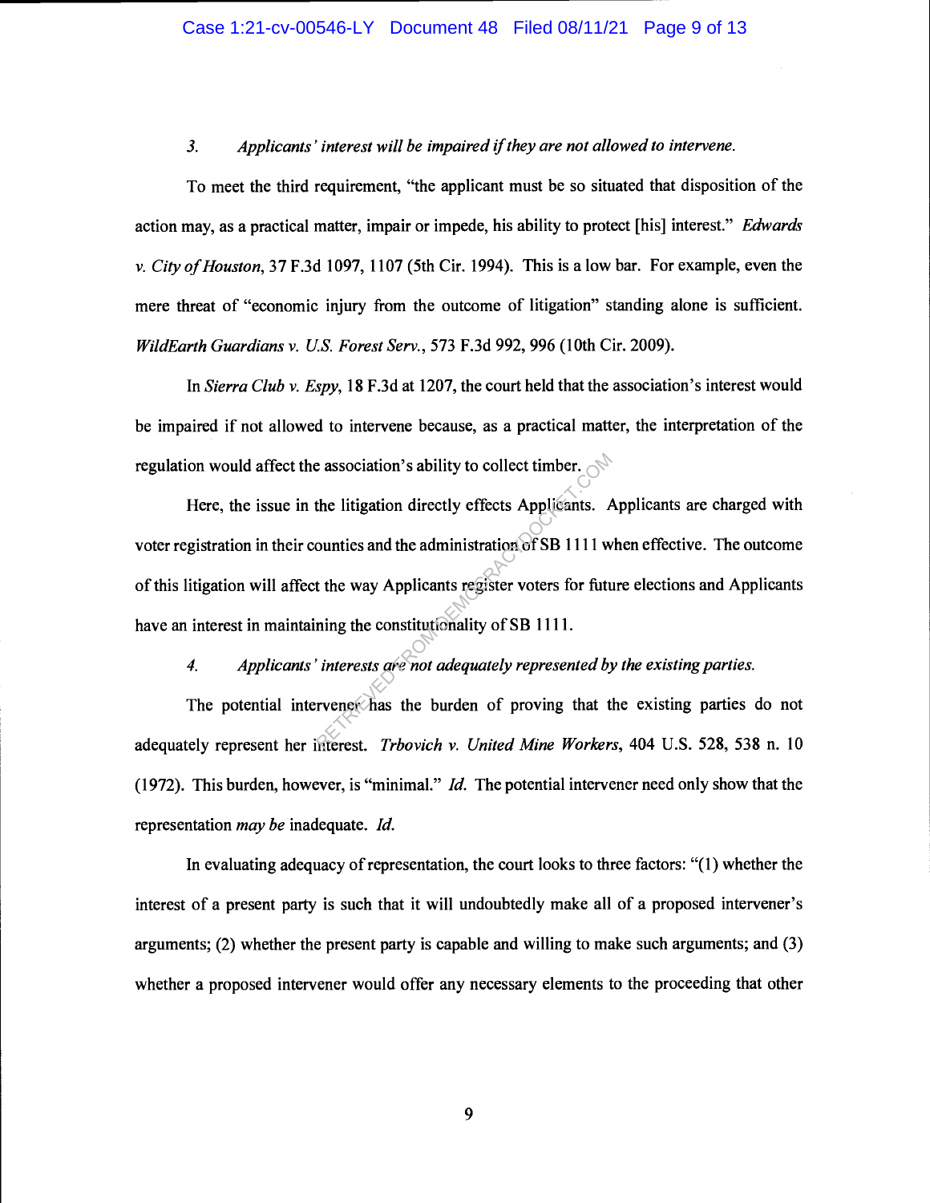3. *Applicants' interest will be impaired if they are not allowed to intervene.*

To meet the third requirement, "the applicant must be so situated that disposition of the action may, as a practical matter, impair or impede, his ability to protect [his] interest." *Edwards v. City of Houston*, 37 F.3d 1097, 1107 (5th Cir. 1994). This is a low bar. For example, even the mere threat of "economic injury from the outcome of litigation" standing alone is sufficient. *WildEarth Guardians v. U.S. Forest Serv.*, 573 F.3d 992, 996 (10th Cir. 2009).

In *Sierra Club v. Espy*, 18 F.3d at 1207, the court held that the association's interest would be impaired if not allowed to intervene because, as a practical matter, the interpretation of the regulation would affect the association's ability to collect timber.

Here, the issue in the litigation directly effects Applicants. Applicants are charged with voter registration in their counties and the administration of SB 1111 when effective. The outcome of this litigation will affect the way Applicants register voters for future elections and Applicants have an interest in maintaining the constitutionality of SB 1111.

4. *Applicants' interests are not adequately represented by the existing parties.*

The potential intervener has the burden of proving that the existing parties do not adequately represent her interest. *Trbovich v. United Mine Workers*, 404 U.S. 528, 538 n. 10 (1972). This burden, however, is "minimal." *Id.* The potential intervener need only show that the representation *may be* inadequate. *Id.*

In evaluating adequacy of representation, the court looks to three factors: "(1) whether the interest of a present party is such that it will undoubtedly make all of a proposed intervener's arguments; (2) whether the present party is capable and willing to make such arguments; and (3) whether a proposed intervener would offer any necessary elements to the proceeding that other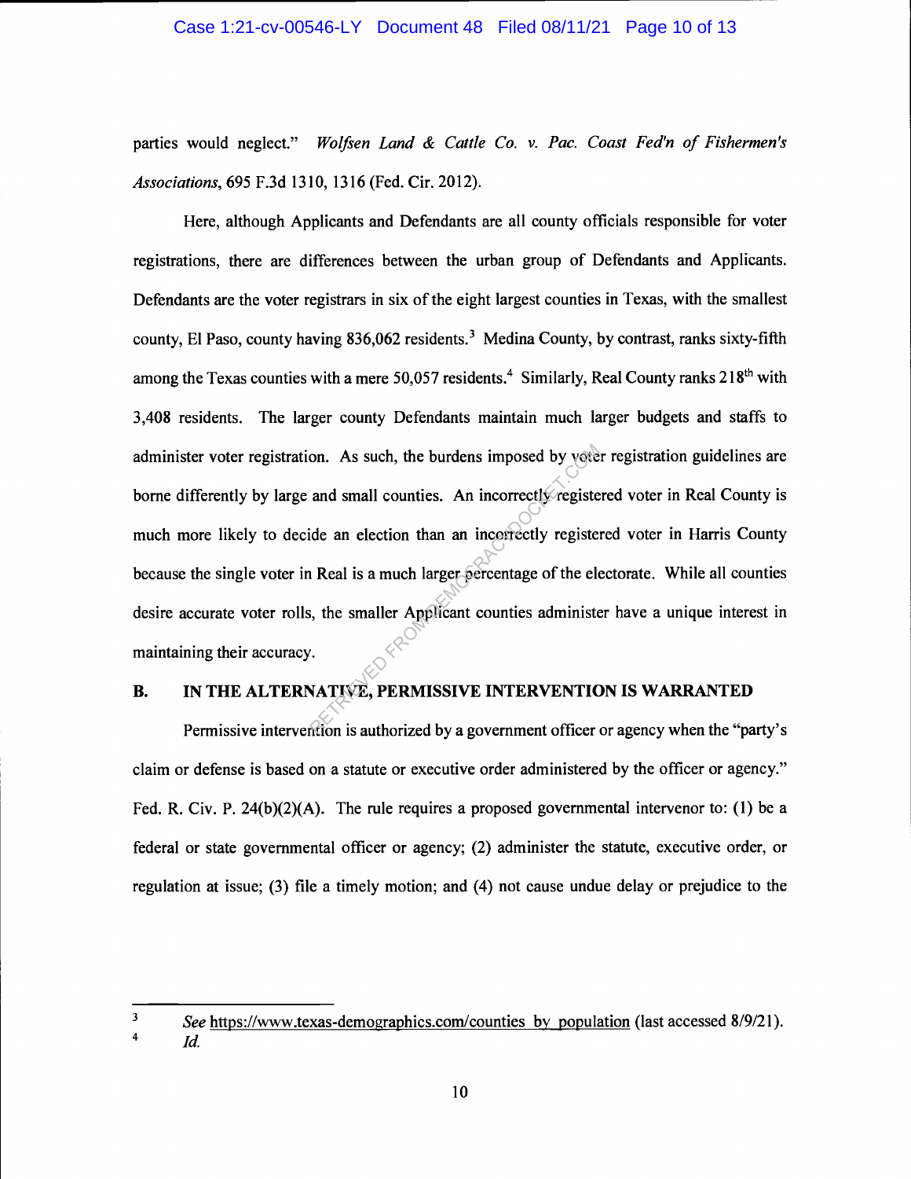parties would neglect." *Wolfsen Land & Cattle Co. v. Pac. Coast Fed'n of Fishermen's Associations*, 695 F.3d 1310, 1316 (Fed. Cir. 2012).

Here, although Applicants and Defendants are all county officials responsible for voter registrations, there are differences between the urban group of Defendants and Applicants. Defendants are the voter registrars in six of the eight largest counties in Texas, with the smallest county, El Paso, county having 836,062 residents.[3] Medina County, by contrast, ranks sixty-fifth among the Texas counties with a mere 50,057 residents.[4] Similarly, Real County ranks 218th with 3,408 residents. The larger county Defendants maintain much larger budgets and staffs to administer voter registration. As such, the burdens imposed by voter registration guidelines are borne differently by large and small counties. An incorrectly registered voter in Real County is much more likely to decide an election than an incorrectly registered voter in Harris County because the single voter in Real is a much larger percentage of the electorate. While all counties desire accurate voter rolls, the smaller Applicant counties administer have a unique interest in maintaining their accuracy.

## B. IN THE ALTERNATIVE, PERMISSIVE INTERVENTION IS WARRANTED

Permissive intervention is authorized by a government officer or agency when the "party's claim or defense is based on a statute or executive order administered by the officer or agency." Fed. R. Civ. P. 24(b)(2)(A). The rule requires a proposed governmental intervenor to: (1) be a federal or state governmental officer or agency; (2) administer the statute, executive order, or regulation at issue; (3) file a timely motion; and (4) not cause undue delay or prejudice to the

---

[3] *See* https://www.texas-demographics.com/counties_by_population (last accessed 8/9/21).

[4] *Id.*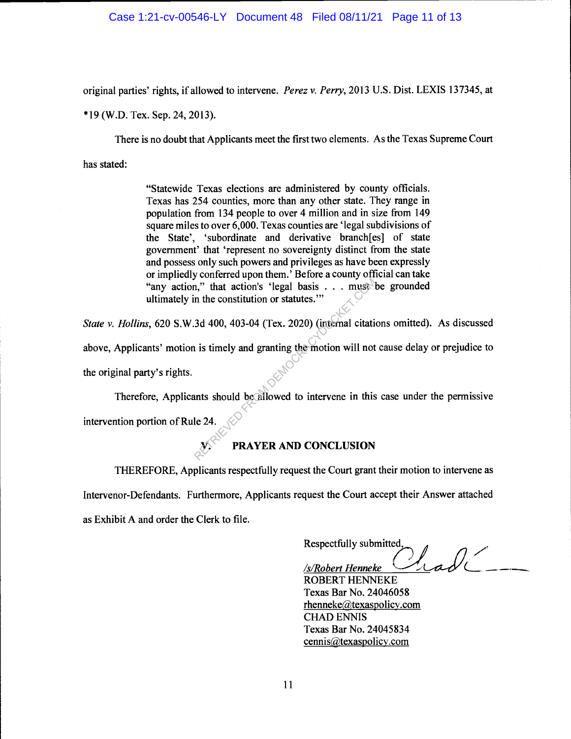original parties' rights, if allowed to intervene. *Perez v. Perry*, 2013 U.S. Dist. LEXIS 137345, at *19 (W.D. Tex. Sep. 24, 2013).

There is no doubt that Applicants meet the first two elements. As the Texas Supreme Court has stated:

> "Statewide Texas elections are administered by county officials. Texas has 254 counties, more than any other state. They range in population from 134 people to over 4 million and in size from 149 square miles to over 6,000. Texas counties are 'legal subdivisions of the State', 'subordinate and derivative branch[es] of state government' that 'represent no sovereignty distinct from the state and possess only such powers and privileges as have been expressly or impliedly conferred upon them.' Before a county official can take "any action," that action's 'legal basis . . . must be grounded ultimately in the constitution or statutes.'"

*State v. Hollins*, 620 S.W.3d 400, 403-04 (Tex. 2020) (internal citations omitted). As discussed above, Applicants' motion is timely and granting the motion will not cause delay or prejudice to the original party's rights.

Therefore, Applicants should be allowed to intervene in this case under the permissive intervention portion of Rule 24.

## V. PRAYER AND CONCLUSION

THEREFORE, Applicants respectfully request the Court grant their motion to intervene as Intervenor-Defendants. Furthermore, Applicants request the Court accept their Answer attached as Exhibit A and order the Clerk to file.

Respectfully submitted,

*/s/Robert Henneke*
ROBERT HENNEKE
Texas Bar No. 24046058
rhenneke@texaspolicy.com
CHAD ENNIS
Texas Bar No. 24045834
cennis@texaspolicy.com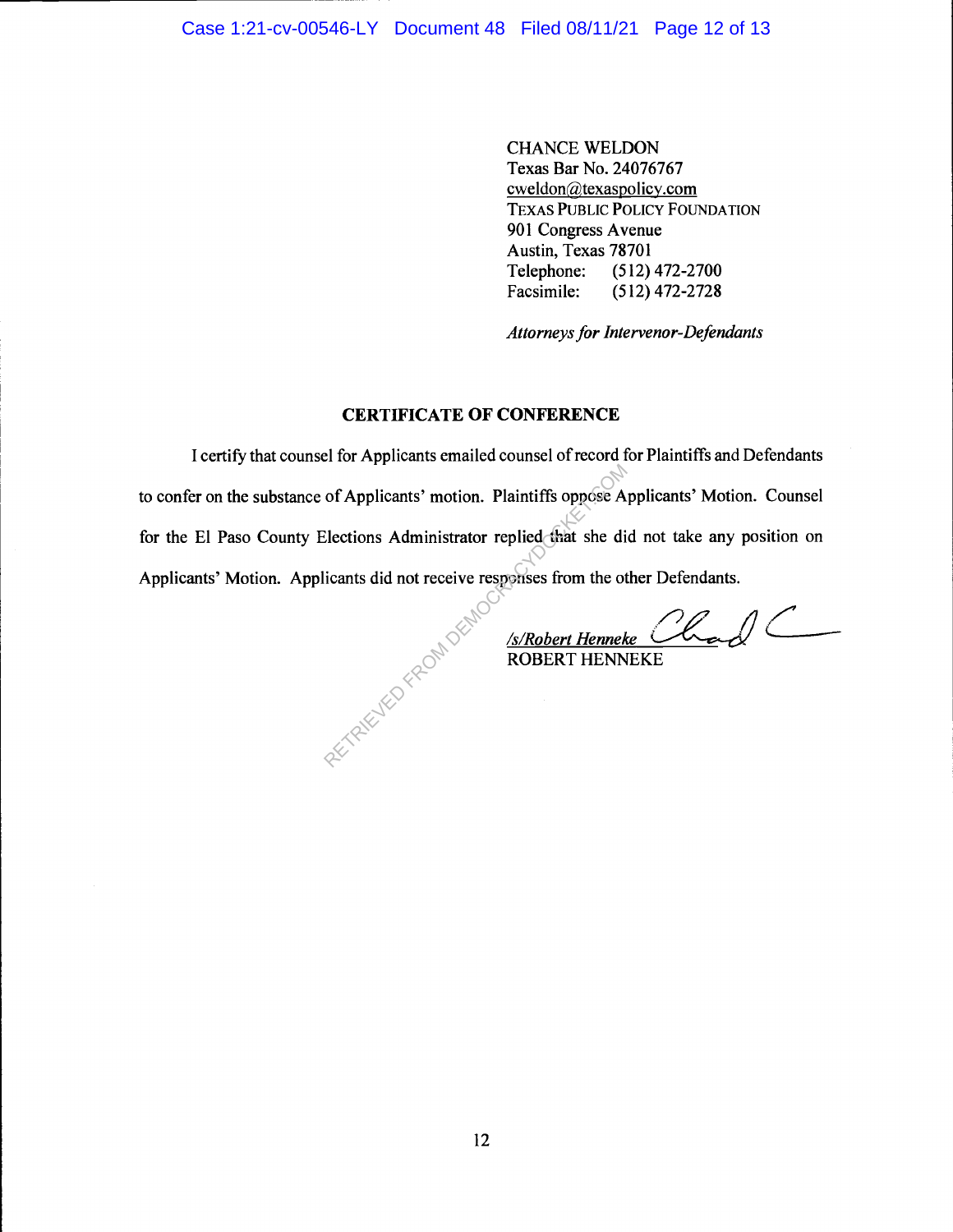CHANCE WELDON
Texas Bar No. 24076767
cweldon@texaspolicy.com
TEXAS PUBLIC POLICY FOUNDATION
901 Congress Avenue
Austin, Texas 78701
Telephone: (512) 472-2700
Facsimile: (512) 472-2728

*Attorneys for Intervenor-Defendants*

**CERTIFICATE OF CONFERENCE**

I certify that counsel for Applicants emailed counsel of record for Plaintiffs and Defendants to confer on the substance of Applicants' motion. Plaintiffs oppose Applicants' Motion. Counsel for the El Paso County Elections Administrator replied that she did not take any position on Applicants' Motion. Applicants did not receive responses from the other Defendants.

*/s/Robert Henneke*
ROBERT HENNEKE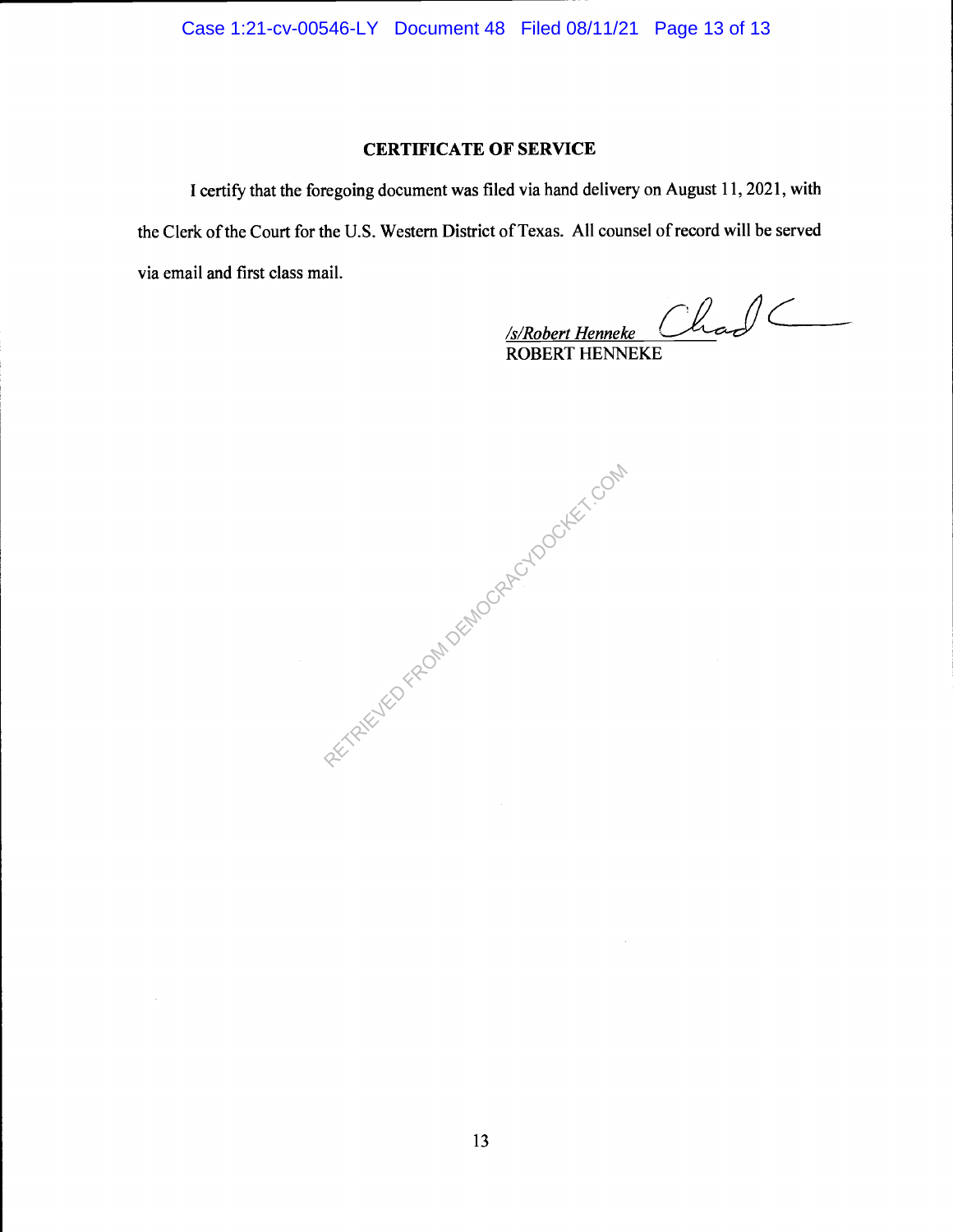## CERTIFICATE OF SERVICE

I certify that the foregoing document was filed via hand delivery on August 11, 2021, with the Clerk of the Court for the U.S. Western District of Texas. All counsel of record will be served via email and first class mail.

*/s/Robert Henneke*
ROBERT HENNEKE